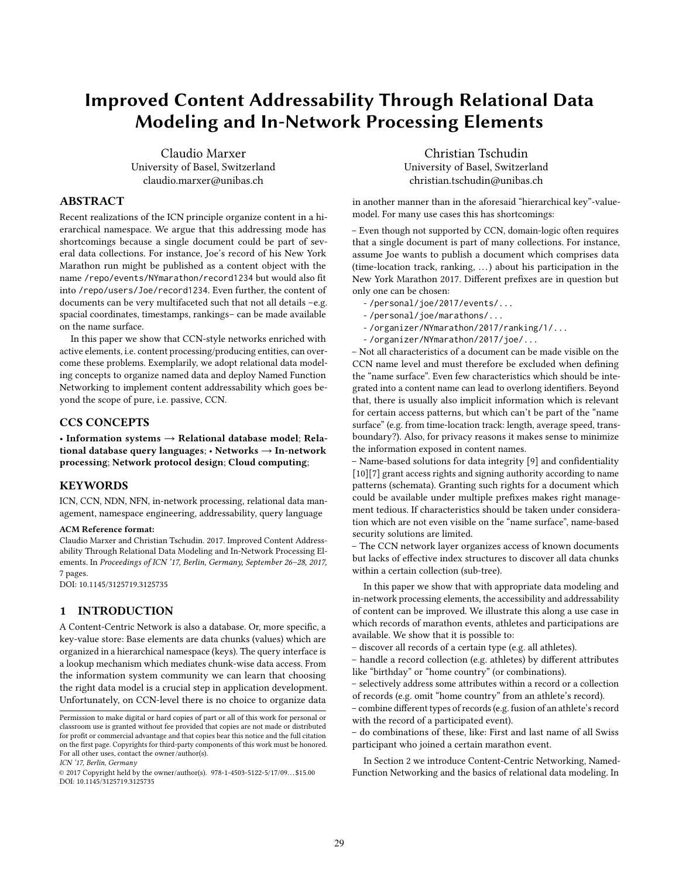# Improved Content Addressability Through Relational Data Modeling and In-Network Processing Elements

Claudio Marxer
University of Basel, Switzerland
claudio.marxer@unibas.ch

Christian Tschudin
University of Basel, Switzerland
christian.tschudin@unibas.ch

## ABSTRACT

Recent realizations of the ICN principle organize content in a hierarchical namespace. We argue that this addressing mode has shortcomings because a single document could be part of several data collections. For instance, Joe's record of his New York Marathon run might be published as a content object with the name `/repo/events/NYmarathon/record1234` but would also fit into `/repo/users/Joe/record1234`. Even further, the content of documents can be very multifaceted such that not all details –e.g. spacial coordinates, timestamps, rankings– can be made available on the name surface.

In this paper we show that CCN-style networks enriched with active elements, i.e. content processing/producing entities, can overcome these problems. Exemplarily, we adopt relational data modeling concepts to organize named data and deploy Named Function Networking to implement content addressability which goes beyond the scope of pure, i.e. passive, CCN.

## CCS CONCEPTS

• **Information systems → Relational database model**; **Relational database query languages**; • **Networks → In-network processing**; **Network protocol design**; **Cloud computing**;

## KEYWORDS

ICN, CCN, NDN, NFN, in-network processing, relational data management, namespace engineering, addressability, query language

**ACM Reference format:**
Claudio Marxer and Christian Tschudin. 2017. Improved Content Addressability Through Relational Data Modeling and In-Network Processing Elements. In *Proceedings of ICN '17, Berlin, Germany, September 26–28, 2017,* 7 pages.
DOI: 10.1145/3125719.3125735

## 1 INTRODUCTION

A Content-Centric Network is also a database. Or, more specific, a key-value store: Base elements are data chunks (values) which are organized in a hierarchical namespace (keys). The query interface is a lookup mechanism which mediates chunk-wise data access. From the information system community we can learn that choosing the right data model is a crucial step in application development. Unfortunately, on CCN-level there is no choice to organize data in another manner than in the aforesaid "hierarchical key"-value-model. For many use cases this has shortcomings:

– Even though not supported by CCN, domain-logic often requires that a single document is part of many collections. For instance, assume Joe wants to publish a document which comprises data (time-location track, ranking, ...) about his participation in the New York Marathon 2017. Different prefixes are in question but only one can be chosen:

- `/personal/joe/2017/events/...`
- `/personal/joe/marathons/...`
- `/organizer/NYmarathon/2017/ranking/1/...`
- `/organizer/NYmarathon/2017/joe/...`

– Not all characteristics of a document can be made visible on the CCN name level and must therefore be excluded when defining the "name surface". Even few characteristics which should be integrated into a content name can lead to overlong identifiers. Beyond that, there is usually also implicit information which is relevant for certain access patterns, but which can't be part of the "name surface" (e.g. from time-location track: length, average speed, transboundary?). Also, for privacy reasons it makes sense to minimize the information exposed in content names.

– Name-based solutions for data integrity [9] and confidentiality [10][7] grant access rights and signing authority according to name patterns (schemata). Granting such rights for a document which could be available under multiple prefixes makes right management tedious. If characteristics should be taken under consideration which are not even visible on the "name surface", name-based security solutions are limited.

– The CCN network layer organizes access of known documents but lacks of effective index structures to discover all data chunks within a certain collection (sub-tree).

In this paper we show that with appropriate data modeling and in-network processing elements, the accessibility and addressability of content can be improved. We illustrate this along a use case in which records of marathon events, athletes and participations are available. We show that it is possible to:

– discover all records of a certain type (e.g. all athletes).
– handle a record collection (e.g. athletes) by different attributes like "birthday" or "home country" (or combinations).
– selectively address some attributes within a record or a collection of records (e.g. omit "home country" from an athlete's record).
– combine different types of records (e.g. fusion of an athlete's record with the record of a participated event).
– do combinations of these, like: First and last name of all Swiss participant who joined a certain marathon event.

In Section 2 we introduce Content-Centric Networking, Named-Function Networking and the basics of relational data modeling. In

---

Permission to make digital or hard copies of part or all of this work for personal or classroom use is granted without fee provided that copies are not made or distributed for profit or commercial advantage and that copies bear this notice and the full citation on the first page. Copyrights for third-party components of this work must be honored. For all other uses, contact the owner/author(s).
*ICN '17, Berlin, Germany*
© 2017 Copyright held by the owner/author(s). 978-1-4503-5122-5/17/09...$15.00
DOI: 10.1145/3125719.3125735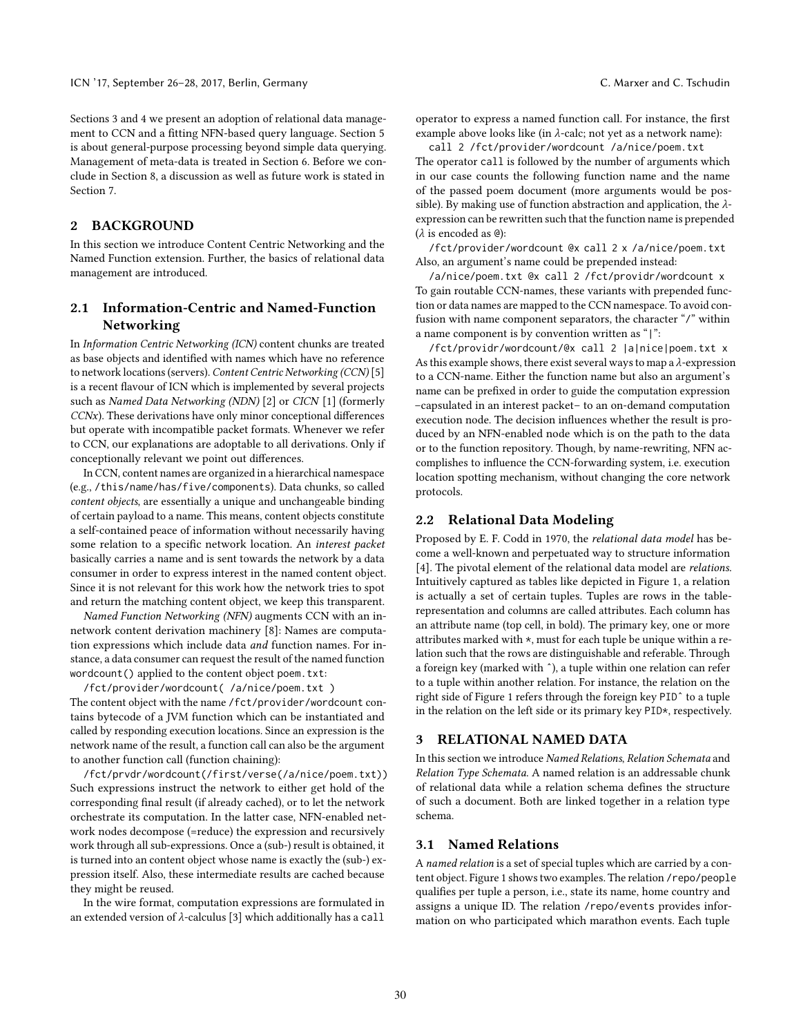Sections 3 and 4 we present an adoption of relational data management to CCN and a fitting NFN-based query language. Section 5 is about general-purpose processing beyond simple data querying. Management of meta-data is treated in Section 6. Before we conclude in Section 8, a discussion as well as future work is stated in Section 7.

## 2 BACKGROUND

In this section we introduce Content Centric Networking and the Named Function extension. Further, the basics of relational data management are introduced.

### 2.1 Information-Centric and Named-Function Networking

In *Information Centric Networking (ICN)* content chunks are treated as base objects and identified with names which have no reference to network locations (servers). *Content Centric Networking (CCN)* [5] is a recent flavour of ICN which is implemented by several projects such as *Named Data Networking (NDN)* [2] or *CICN* [1] (formerly *CCNx*). These derivations have only minor conceptional differences but operate with incompatible packet formats. Whenever we refer to CCN, our explanations are adoptable to all derivations. Only if conceptionally relevant we point out differences.

In CCN, content names are organized in a hierarchical namespace (e.g., `/this/name/has/five/components`). Data chunks, so called *content objects*, are essentially a unique and unchangeable binding of certain payload to a name. This means, content objects constitute a self-contained peace of information without necessarily having some relation to a specific network location. An *interest packet* basically carries a name and is sent towards the network by a data consumer in order to express interest in the named content object. Since it is not relevant for this work how the network tries to spot and return the matching content object, we keep this transparent.

*Named Function Networking (NFN)* augments CCN with an in-network content derivation machinery [8]: Names are computation expressions which include data *and* function names. For instance, a data consumer can request the result of the named function `wordcount()` applied to the content object `poem.txt`:

```
/fct/provider/wordcount( /a/nice/poem.txt )
```

The content object with the name `/fct/provider/wordcount` contains bytecode of a JVM function which can be instantiated and called by responding execution locations. Since an expression is the network name of the result, a function call can also be the argument to another function call (function chaining):

```
/fct/prvdr/wordcount(/first/verse(/a/nice/poem.txt))
```

Such expressions instruct the network to either get hold of the corresponding final result (if already cached), or to let the network orchestrate its computation. In the latter case, NFN-enabled network nodes decompose (=reduce) the expression and recursively work through all sub-expressions. Once a (sub-) result is obtained, it is turned into an content object whose name is exactly the (sub-) expression itself. Also, these intermediate results are cached because they might be reused.

In the wire format, computation expressions are formulated in an extended version of $\lambda$-calculus [3] which additionally has a `call` operator to express a named function call. For instance, the first example above looks like (in $\lambda$-calc; not yet as a network name):

```
call 2 /fct/provider/wordcount /a/nice/poem.txt
```

The operator `call` is followed by the number of arguments which in our case counts the following function name and the name of the passed poem document (more arguments would be possible). By making use of function abstraction and application, the $\lambda$-expression can be rewritten such that the function name is prepended ($\lambda$ is encoded as `@`):

```
/fct/provider/wordcount @x call 2 x /a/nice/poem.txt
```

Also, an argument's name could be prepended instead:

```
/a/nice/poem.txt @x call 2 /fct/providr/wordcount x
```

To gain routable CCN-names, these variants with prepended function or data names are mapped to the CCN namespace. To avoid confusion with name component separators, the character "/" within a name component is by convention written as "|":

```
/fct/providr/wordcount/@x call 2 |a|nice|poem.txt x
```

As this example shows, there exist several ways to map a $\lambda$-expression to a CCN-name. Either the function name but also an argument's name can be prefixed in order to guide the computation expression –capsulated in an interest packet– to an on-demand computation execution node. The decision influences whether the result is produced by an NFN-enabled node which is on the path to the data or to the function repository. Though, by name-rewriting, NFN accomplishes to influence the CCN-forwarding system, i.e. execution location spotting mechanism, without changing the core network protocols.

### 2.2 Relational Data Modeling

Proposed by E. F. Codd in 1970, the *relational data model* has become a well-known and perpetuated way to structure information [4]. The pivotal element of the relational data model are *relations*. Intuitively captured as tables like depicted in Figure 1, a relation is actually a set of certain tuples. Tuples are rows in the table-representation and columns are called attributes. Each column has an attribute name (top cell, in bold). The primary key, one or more attributes marked with `*`, must for each tuple be unique within a relation such that the rows are distinguishable and referable. Through a foreign key (marked with `^`), a tuple within one relation can refer to a tuple within another relation. For instance, the relation on the right side of Figure 1 refers through the foreign key `PID^` to a tuple in the relation on the left side or its primary key `PID*`, respectively.

## 3 RELATIONAL NAMED DATA

In this section we introduce *Named Relations*, *Relation Schemata* and *Relation Type Schemata*. A named relation is an addressable chunk of relational data while a relation schema defines the structure of such a document. Both are linked together in a relation type schema.

### 3.1 Named Relations

A *named relation* is a set of special tuples which are carried by a content object. Figure 1 shows two examples. The relation `/repo/people` qualifies per tuple a person, i.e., state its name, home country and assigns a unique ID. The relation `/repo/events` provides information on who participated which marathon events. Each tuple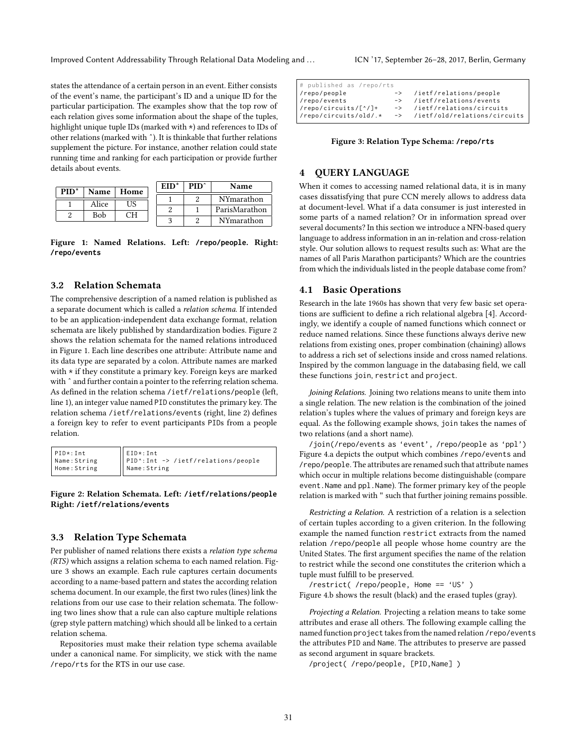states the attendance of a certain person in an event. Either consists of the event's name, the participant's ID and a unique ID for the particular participation. The examples show that the top row of each relation gives some information about the shape of the tuples, highlight unique tuple IDs (marked with *) and references to IDs of other relations (marked with ˆ). It is thinkable that further relations supplement the picture. For instance, another relation could state running time and ranking for each participation or provide further details about events.

| PID* | Name | Home |
|---|---|---|
| 1 | Alice | US |
| 2 | Bob | CH |

| EID* | PIDˆ | Name |
|---|---|---|
| 1 | 2 | NYmarathon |
| 2 | 1 | ParisMarathon |
| 3 | 2 | NYmarathon |

**Figure 1: Named Relations. Left: /repo/people. Right: /repo/events**

## 3.2 Relation Schemata

The comprehensive description of a named relation is published as a separate document which is called a *relation schema*. If intended to be an application-independent data exchange format, relation schemata are likely published by standardization bodies. Figure 2 shows the relation schemata for the named relations introduced in Figure 1. Each line describes one attribute: Attribute name and its data type are separated by a colon. Attribute names are marked with * if they constitute a primary key. Foreign keys are marked with ˆ and further contain a pointer to the referring relation schema. As defined in the relation schema /ietf/relations/people (left, line 1), an integer value named PID constitutes the primary key. The relation schema /ietf/relations/events (right, line 2) defines a foreign key to refer to event participants PIDs from a people relation.

```
PID*:Int
Name:String
Home:String
```

```
EID*:Int
PID^:Int -> /ietf/relations/people
Name:String
```

**Figure 2: Relation Schemata. Left: /ietf/relations/people Right: /ietf/relations/events**

## 3.3 Relation Type Schemata

Per publisher of named relations there exists a *relation type schema (RTS)* which assigns a relation schema to each named relation. Figure 3 shows an example. Each rule captures certain documents according to a name-based pattern and states the according relation schema document. In our example, the first two rules (lines) link the relations from our use case to their relation schemata. The following two lines show that a rule can also capture multiple relations (grep style pattern matching) which should all be linked to a certain relation schema.

Repositories must make their relation type schema available under a canonical name. For simplicity, we stick with the name /repo/rts for the RTS in our use case.

```
# published as /repo/rts
/repo/people            ->   /ietf/relations/people
/repo/events            ->   /ietf/relations/events
/repo/circuits/[^/]+    ->   /ietf/relations/circuits
/repo/circuits/old/.*   ->   /ietf/old/relations/circuits
```

**Figure 3: Relation Type Schema: /repo/rts**

# 4 QUERY LANGUAGE

When it comes to accessing named relational data, it is in many cases dissatisfying that pure CCN merely allows to address data at document-level. What if a data consumer is just interested in some parts of a named relation? Or in information spread over several documents? In this section we introduce a NFN-based query language to address information in an in-relation and cross-relation style. Our solution allows to request results such as: What are the names of all Paris Marathon participants? Which are the countries from which the individuals listed in the people database come from?

## 4.1 Basic Operations

Research in the late 1960s has shown that very few basic set operations are sufficient to define a rich relational algebra [4]. Accordingly, we identify a couple of named functions which connect or reduce named relations. Since these functions always derive new relations from existing ones, proper combination (chaining) allows to address a rich set of selections inside and cross named relations. Inspired by the common language in the databasing field, we call these functions join, restrict and project.

*Joining Relations.* Joining two relations means to unite them into a single relation. The new relation is the combination of the joined relation's tuples where the values of primary and foreign keys are equal. As the following example shows, join takes the names of two relations (and a short name).

/join(/repo/events as 'event', /repo/people as 'ppl')

Figure 4.a depicts the output which combines /repo/events and /repo/people. The attributes are renamed such that attribute names which occur in multiple relations become distinguishable (compare event.Name and ppl.Name). The former primary key of the people relation is marked with " such that further joining remains possible.

*Restricting a Relation.* A restriction of a relation is a selection of certain tuples according to a given criterion. In the following example the named function restrict extracts from the named relation /repo/people all people whose home country are the United States. The first argument specifies the name of the relation to restrict while the second one constitutes the criterion which a tuple must fulfill to be preserved.

/restrict( /repo/people, Home == 'US' )

Figure 4.b shows the result (black) and the erased tuples (gray).

*Projecting a Relation.* Projecting a relation means to take some attributes and erase all others. The following example calling the named function project takes from the named relation /repo/events the attributes PID and Name. The attributes to preserve are passed as second argument in square brackets.

/project( /repo/people, [PID,Name] )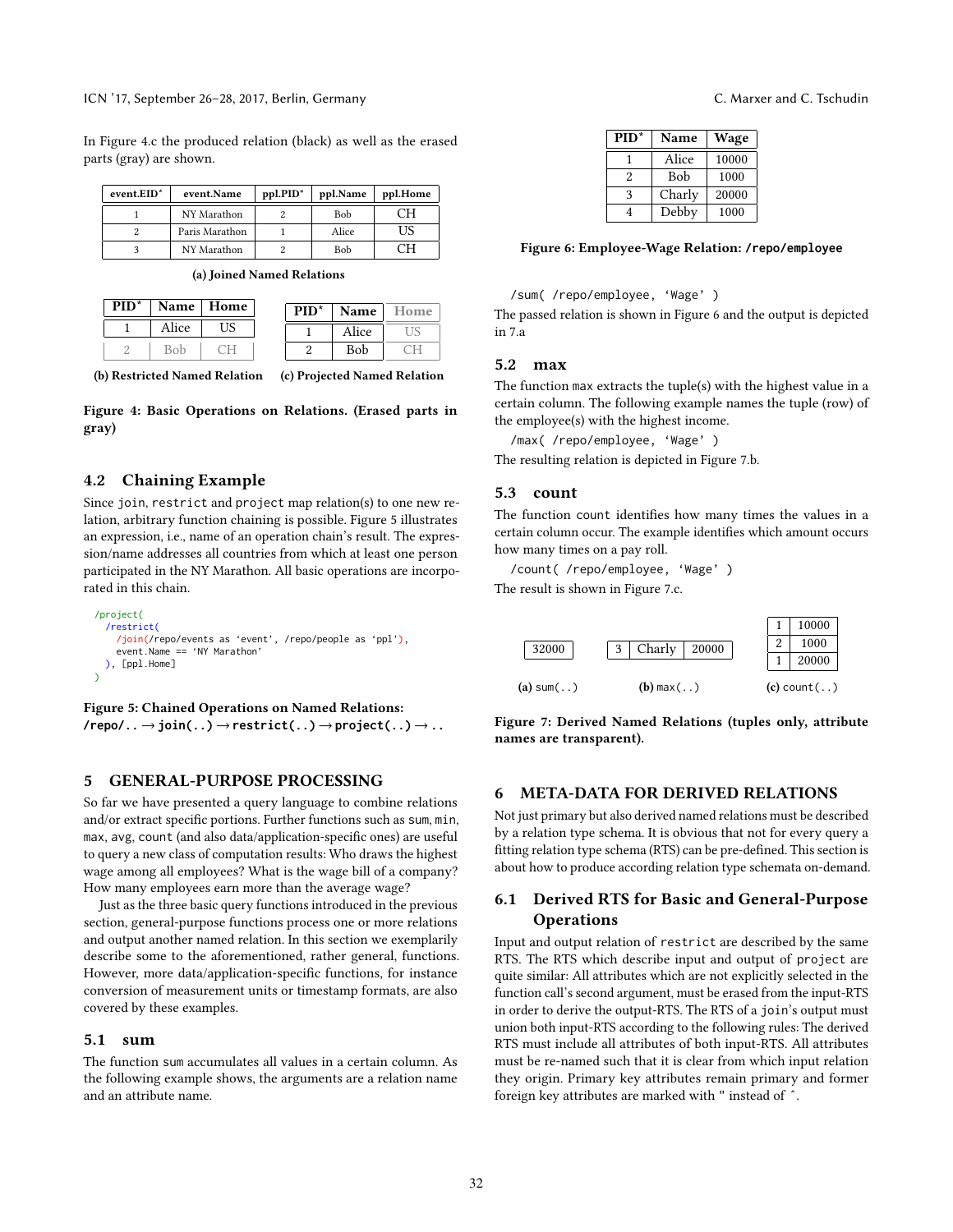In Figure 4.c the produced relation (black) as well as the erased parts (gray) are shown.

| event.EID* | event.Name | ppl.PID" | ppl.Name | ppl.Home |
|---|---|---|---|---|
| 1 | NY Marathon | 2 | Bob | CH |
| 2 | Paris Marathon | 1 | Alice | US |
| 3 | NY Marathon | 2 | Bob | CH |

**(a) Joined Named Relations**

| PID* | Name | Home |
|---|---|---|
| 1 | Alice | US |
| 2 | Bob | CH |

**(b) Restricted Named Relation**

| PID* | Name | Home |
|---|---|---|
| 1 | Alice | US |
| 2 | Bob | CH |

**(c) Projected Named Relation**

**Figure 4: Basic Operations on Relations. (Erased parts in gray)**

## 4.2 Chaining Example

Since join, restrict and project map relation(s) to one new relation, arbitrary function chaining is possible. Figure 5 illustrates an expression, i.e., name of an operation chain's result. The expression/name addresses all countries from which at least one person participated in the NY Marathon. All basic operations are incorporated in this chain.

```
/project(
  /restrict(
    /join(/repo/events as 'event', /repo/people as 'ppl'),
    event.Name == 'NY Marathon'
  ), [ppl.Home]
)
```

**Figure 5: Chained Operations on Named Relations: /repo/.. → join(..) → restrict(..) → project(..) → ..**

# 5 GENERAL-PURPOSE PROCESSING

So far we have presented a query language to combine relations and/or extract specific portions. Further functions such as sum, min, max, avg, count (and also data/application-specific ones) are useful to query a new class of computation results: Who draws the highest wage among all employees? What is the wage bill of a company? How many employees earn more than the average wage?

Just as the three basic query functions introduced in the previous section, general-purpose functions process one or more relations and output another named relation. In this section we exemplarily describe some to the aforementioned, rather general, functions. However, more data/application-specific functions, for instance conversion of measurement units or timestamp formats, are also covered by these examples.

## 5.1 sum

The function sum accumulates all values in a certain column. As the following example shows, the arguments are a relation name and an attribute name.

| PID* | Name | Wage |
|---|---|---|
| 1 | Alice | 10000 |
| 2 | Bob | 1000 |
| 3 | Charly | 20000 |
| 4 | Debby | 1000 |

**Figure 6: Employee-Wage Relation: /repo/employee**

```
/sum( /repo/employee, 'Wage' )
```

The passed relation is shown in Figure 6 and the output is depicted in 7.a

## 5.2 max

The function max extracts the tuple(s) with the highest value in a certain column. The following example names the tuple (row) of the employee(s) with the highest income.

```
/max( /repo/employee, 'Wage' )
```

The resulting relation is depicted in Figure 7.b.

## 5.3 count

The function count identifies how many times the values in a certain column occur. The example identifies which amount occurs how many times on a pay roll.

```
/count( /repo/employee, 'Wage' )
```

The result is shown in Figure 7.c.

| 32000 |
|---|

**(a)** sum(..)

| 3 | Charly | 20000 |
|---|---|---|

**(b)** max(..)

| 1 | 10000 |
|---|---|
| 2 | 1000 |
| 1 | 20000 |

**(c)** count(..)

**Figure 7: Derived Named Relations (tuples only, attribute names are transparent).**

# 6 META-DATA FOR DERIVED RELATIONS

Not just primary but also derived named relations must be described by a relation type schema. It is obvious that not for every query a fitting relation type schema (RTS) can be pre-defined. This section is about how to produce according relation type schemata on-demand.

## 6.1 Derived RTS for Basic and General-Purpose Operations

Input and output relation of restrict are described by the same RTS. The RTS which describe input and output of project are quite similar: All attributes which are not explicitly selected in the function call's second argument, must be erased from the input-RTS in order to derive the output-RTS. The RTS of a join's output must union both input-RTS according to the following rules: The derived RTS must include all attributes of both input-RTS. All attributes must be re-named such that it is clear from which input relation they origin. Primary key attributes remain primary and former foreign key attributes are marked with " instead of ^.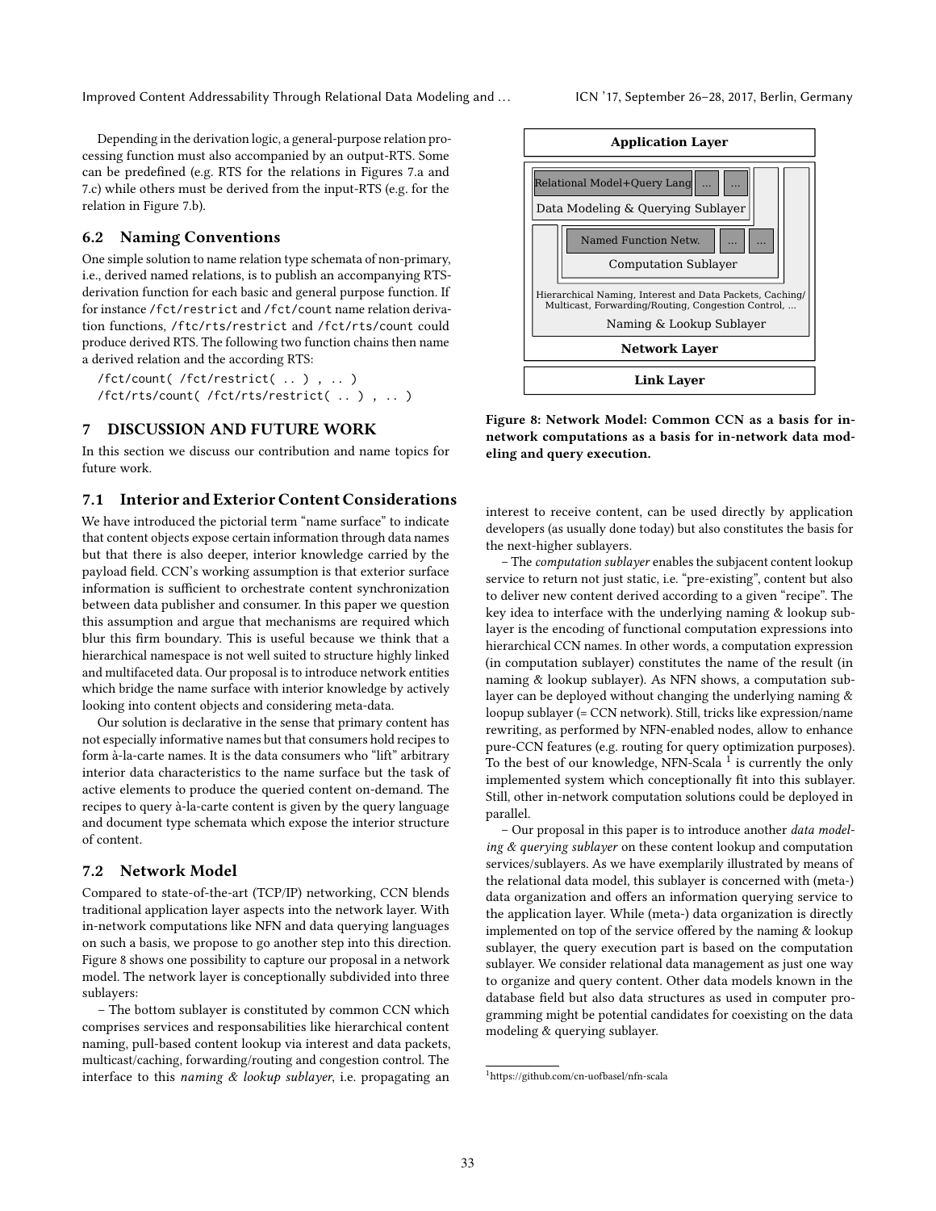Depending in the derivation logic, a general-purpose relation processing function must also accompanied by an output-RTS. Some can be predefined (e.g. RTS for the relations in Figures 7.a and 7.c) while others must be derived from the input-RTS (e.g. for the relation in Figure 7.b).

## 6.2 Naming Conventions

One simple solution to name relation type schemata of non-primary, i.e., derived named relations, is to publish an accompanying RTS-derivation function for each basic and general purpose function. If for instance `/fct/restrict` and `/fct/count` name relation derivation functions, `/ftc/rts/restrict` and `/fct/rts/count` could produce derived RTS. The following two function chains then name a derived relation and the according RTS:

```
/fct/count( /fct/restrict( .. ) , .. )
/fct/rts/count( /fct/rts/restrict( .. ) , .. )
```

# 7 DISCUSSION AND FUTURE WORK

In this section we discuss our contribution and name topics for future work.

## 7.1 Interior and Exterior Content Considerations

We have introduced the pictorial term "name surface" to indicate that content objects expose certain information through data names but that there is also deeper, interior knowledge carried by the payload field. CCN's working assumption is that exterior surface information is sufficient to orchestrate content synchronization between data publisher and consumer. In this paper we question this assumption and argue that mechanisms are required which blur this firm boundary. This is useful because we think that a hierarchical namespace is not well suited to structure highly linked and multifaceted data. Our proposal is to introduce network entities which bridge the name surface with interior knowledge by actively looking into content objects and considering meta-data.

Our solution is declarative in the sense that primary content has not especially informative names but that consumers hold recipes to form à-la-carte names. It is the data consumers who "lift" arbitrary interior data characteristics to the name surface but the task of active elements to produce the queried content on-demand. The recipes to query à-la-carte content is given by the query language and document type schemata which expose the interior structure of content.

## 7.2 Network Model

Compared to state-of-the-art (TCP/IP) networking, CCN blends traditional application layer aspects into the network layer. With in-network computations like NFN and data querying languages on such a basis, we propose to go another step into this direction. Figure 8 shows one possibility to capture our proposal in a network model. The network layer is conceptionally subdivided into three sublayers:

– The bottom sublayer is constituted by common CCN which comprises services and responsabilities like hierarchical content naming, pull-based content lookup via interest and data packets, multicast/caching, forwarding/routing and congestion control. The interface to this *naming & lookup sublayer*, i.e. propagating an interest to receive content, can be used directly by application developers (as usually done today) but also constitutes the basis for the next-higher sublayers.

| Application Layer | | |
|---|---|---|
| Relational Model+Query Lang | ... | ... |
| Data Modeling & Querying Sublayer | | |
| Named Function Netw. | ... | ... |
| Computation Sublayer | | |
| Hierarchical Naming, Interest and Data Packets, Caching/ Multicast, Forwarding/Routing, Congestion Control, ... | | |
| Naming & Lookup Sublayer | | |
| Network Layer | | |
| Link Layer | | |

**Figure 8: Network Model: Common CCN as a basis for in-network computations as a basis for in-network data modeling and query execution.**

– The *computation sublayer* enables the subjacent content lookup service to return not just static, i.e. "pre-existing", content but also to deliver new content derived according to a given "recipe". The key idea to interface with the underlying naming & lookup sublayer is the encoding of functional computation expressions into hierarchical CCN names. In other words, a computation expression (in computation sublayer) constitutes the name of the result (in naming & lookup sublayer). As NFN shows, a computation sublayer can be deployed without changing the underlying naming & loopup sublayer (= CCN network). Still, tricks like expression/name rewriting, as performed by NFN-enabled nodes, allow to enhance pure-CCN features (e.g. routing for query optimization purposes). To the best of our knowledge, NFN-Scala [1] is currently the only implemented system which conceptionally fit into this sublayer. Still, other in-network computation solutions could be deployed in parallel.

– Our proposal in this paper is to introduce another *data modeling & querying sublayer* on these content lookup and computation services/sublayers. As we have exemplarily illustrated by means of the relational data model, this sublayer is concerned with (meta-) data organization and offers an information querying service to the application layer. While (meta-) data organization is directly implemented on top of the service offered by the naming & lookup sublayer, the query execution part is based on the computation sublayer. We consider relational data management as just one way to organize and query content. Other data models known in the database field but also data structures as used in computer programming might be potential candidates for coexisting on the data modeling & querying sublayer.

[1] https://github.com/cn-uofbasel/nfn-scala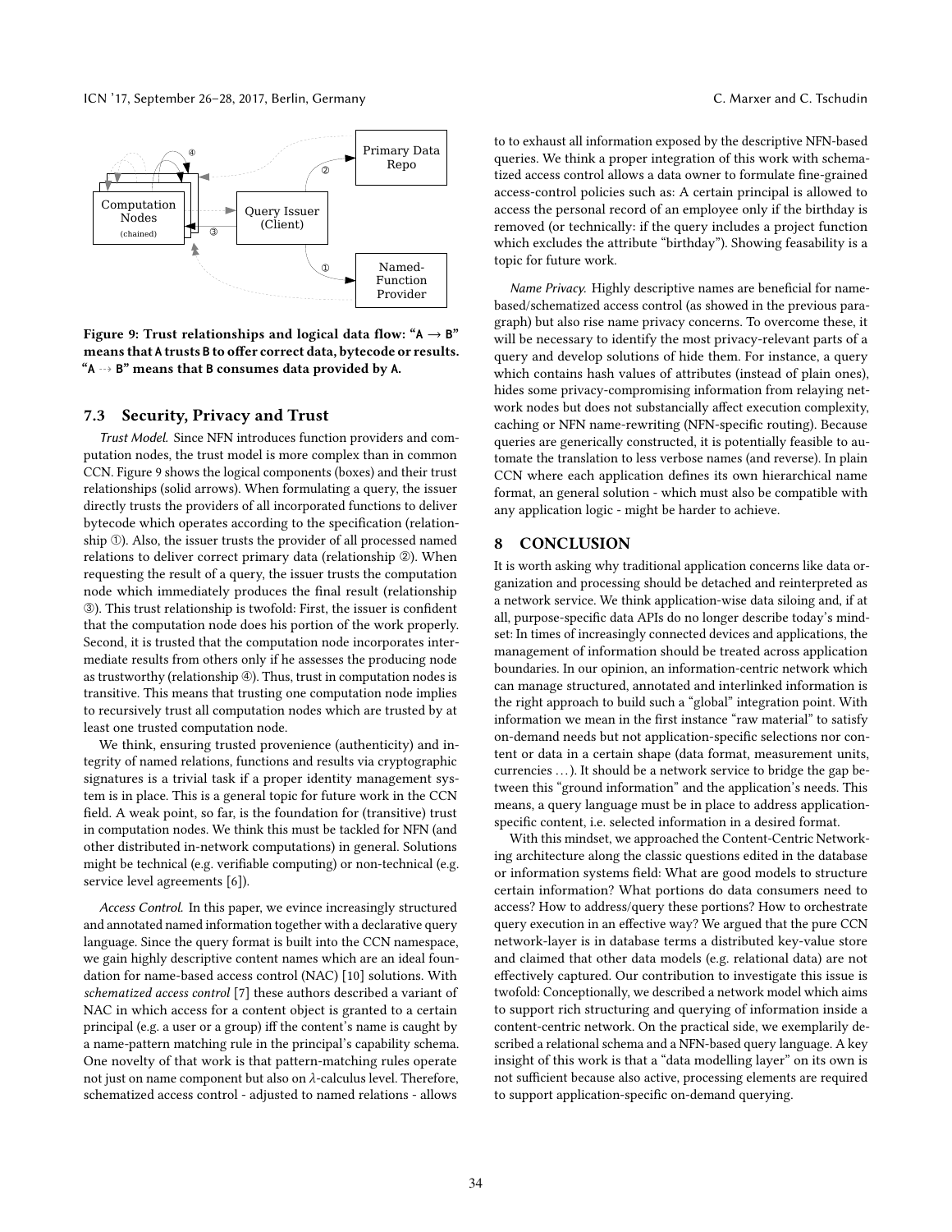Figure 9: Trust relationships and logical data flow: "A → B" means that A trusts B to offer correct data, bytecode or results. "A ⇢ B" means that B consumes data provided by A.

### 7.3 Security, Privacy and Trust

*Trust Model.* Since NFN introduces function providers and computation nodes, the trust model is more complex than in common CCN. Figure 9 shows the logical components (boxes) and their trust relationships (solid arrows). When formulating a query, the issuer directly trusts the providers of all incorporated functions to deliver bytecode which operates according to the specification (relationship ①). Also, the issuer trusts the provider of all processed named relations to deliver correct primary data (relationship ②). When requesting the result of a query, the issuer trusts the computation node which immediately produces the final result (relationship ③). This trust relationship is twofold: First, the issuer is confident that the computation node does his portion of the work properly. Second, it is trusted that the computation node incorporates intermediate results from others only if he assesses the producing node as trustworthy (relationship ④). Thus, trust in computation nodes is transitive. This means that trusting one computation node implies to recursively trust all computation nodes which are trusted by at least one trusted computation node.

We think, ensuring trusted provenience (authenticity) and integrity of named relations, functions and results via cryptographic signatures is a trivial task if a proper identity management system is in place. This is a general topic for future work in the CCN field. A weak point, so far, is the foundation for (transitive) trust in computation nodes. We think this must be tackled for NFN (and other distributed in-network computations) in general. Solutions might be technical (e.g. verifiable computing) or non-technical (e.g. service level agreements [6]).

*Access Control.* In this paper, we evince increasingly structured and annotated named information together with a declarative query language. Since the query format is built into the CCN namespace, we gain highly descriptive content names which are an ideal foundation for name-based access control (NAC) [10] solutions. With *schematized access control* [7] these authors described a variant of NAC in which access for a content object is granted to a certain principal (e.g. a user or a group) iff the content's name is caught by a name-pattern matching rule in the principal's capability schema. One novelty of that work is that pattern-matching rules operate not just on name component but also on $\lambda$-calculus level. Therefore, schematized access control - adjusted to named relations - allows to to exhaust all information exposed by the descriptive NFN-based queries. We think a proper integration of this work with schematized access control allows a data owner to formulate fine-grained access-control policies such as: A certain principal is allowed to access the personal record of an employee only if the birthday is removed (or technically: if the query includes a project function which excludes the attribute "birthday"). Showing feasability is a topic for future work.

*Name Privacy.* Highly descriptive names are beneficial for name-based/schematized access control (as showed in the previous paragraph) but also rise name privacy concerns. To overcome these, it will be necessary to identify the most privacy-relevant parts of a query and develop solutions of hide them. For instance, a query which contains hash values of attributes (instead of plain ones), hides some privacy-compromising information from relaying network nodes but does not substancially affect execution complexity, caching or NFN name-rewriting (NFN-specific routing). Because queries are generically constructed, it is potentially feasible to automate the translation to less verbose names (and reverse). In plain CCN where each application defines its own hierarchical name format, an general solution - which must also be compatible with any application logic - might be harder to achieve.

## 8 CONCLUSION

It is worth asking why traditional application concerns like data organization and processing should be detached and reinterpreted as a network service. We think application-wise data siloing and, if at all, purpose-specific data APIs do no longer describe today's mindset: In times of increasingly connected devices and applications, the management of information should be treated across application boundaries. In our opinion, an information-centric network which can manage structured, annotated and interlinked information is the right approach to build such a "global" integration point. With information we mean in the first instance "raw material" to satisfy on-demand needs but not application-specific selections nor content or data in a certain shape (data format, measurement units, currencies ...). It should be a network service to bridge the gap between this "ground information" and the application's needs. This means, a query language must be in place to address application-specific content, i.e. selected information in a desired format.

With this mindset, we approached the Content-Centric Networking architecture along the classic questions edited in the database or information systems field: What are good models to structure certain information? What portions do data consumers need to access? How to address/query these portions? How to orchestrate query execution in an effective way? We argued that the pure CCN network-layer is in database terms a distributed key-value store and claimed that other data models (e.g. relational data) are not effectively captured. Our contribution to investigate this issue is twofold: Conceptionally, we described a network model which aims to support rich structuring and querying of information inside a content-centric network. On the practical side, we exemplarily described a relational schema and a NFN-based query language. A key insight of this work is that a "data modelling layer" on its own is not sufficient because also active, processing elements are required to support application-specific on-demand querying.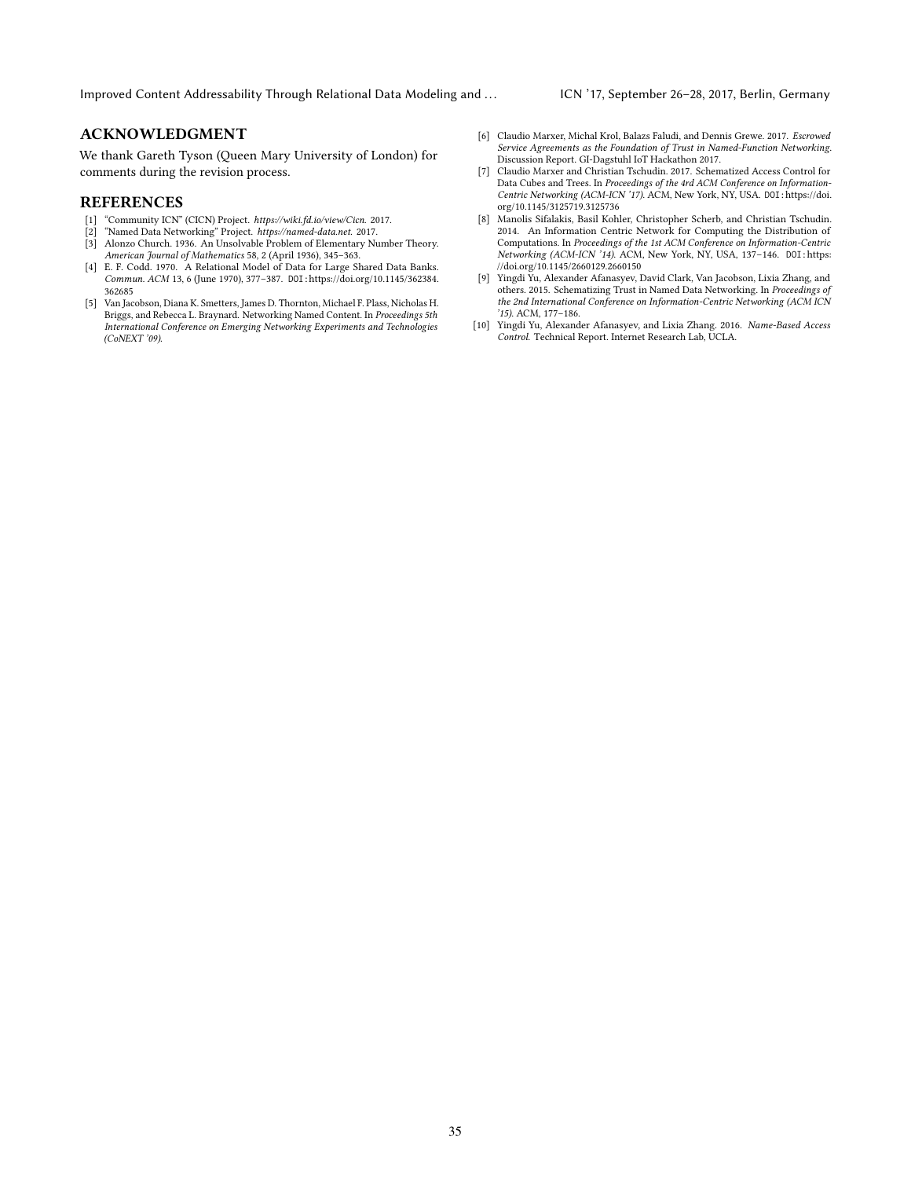## ACKNOWLEDGMENT

We thank Gareth Tyson (Queen Mary University of London) for comments during the revision process.

## REFERENCES

[1] "Community ICN" (CICN) Project. *https://wiki.fd.io/view/Cicn.* 2017.

[2] "Named Data Networking" Project. *https://named-data.net.* 2017.

[3] Alonzo Church. 1936. An Unsolvable Problem of Elementary Number Theory. *American Journal of Mathematics* 58, 2 (April 1936), 345–363.

[4] E. F. Codd. 1970. A Relational Model of Data for Large Shared Data Banks. *Commun. ACM* 13, 6 (June 1970), 377–387. DOI: https://doi.org/10.1145/362384.362685

[5] Van Jacobson, Diana K. Smetters, James D. Thornton, Michael F. Plass, Nicholas H. Briggs, and Rebecca L. Braynard. Networking Named Content. In *Proceedings 5th International Conference on Emerging Networking Experiments and Technologies (CoNEXT '09).*

[6] Claudio Marxer, Michal Krol, Balazs Faludi, and Dennis Grewe. 2017. *Escrowed Service Agreements as the Foundation of Trust in Named-Function Networking.* Discussion Report. GI-Dagstuhl IoT Hackathon 2017.

[7] Claudio Marxer and Christian Tschudin. 2017. Schematized Access Control for Data Cubes and Trees. In *Proceedings of the 4rd ACM Conference on Information-Centric Networking (ACM-ICN '17).* ACM, New York, NY, USA. DOI: https://doi.org/10.1145/3125719.3125736

[8] Manolis Sifalakis, Basil Kohler, Christopher Scherb, and Christian Tschudin. 2014. An Information Centric Network for Computing the Distribution of Computations. In *Proceedings of the 1st ACM Conference on Information-Centric Networking (ACM-ICN '14).* ACM, New York, NY, USA, 137–146. DOI: https://doi.org/10.1145/2660129.2660150

[9] Yingdi Yu, Alexander Afanasyev, David Clark, Van Jacobson, Lixia Zhang, and others. 2015. Schematizing Trust in Named Data Networking. In *Proceedings of the 2nd International Conference on Information-Centric Networking (ACM ICN '15).* ACM, 177–186.

[10] Yingdi Yu, Alexander Afanasyev, and Lixia Zhang. 2016. *Name-Based Access Control.* Technical Report. Internet Research Lab, UCLA.